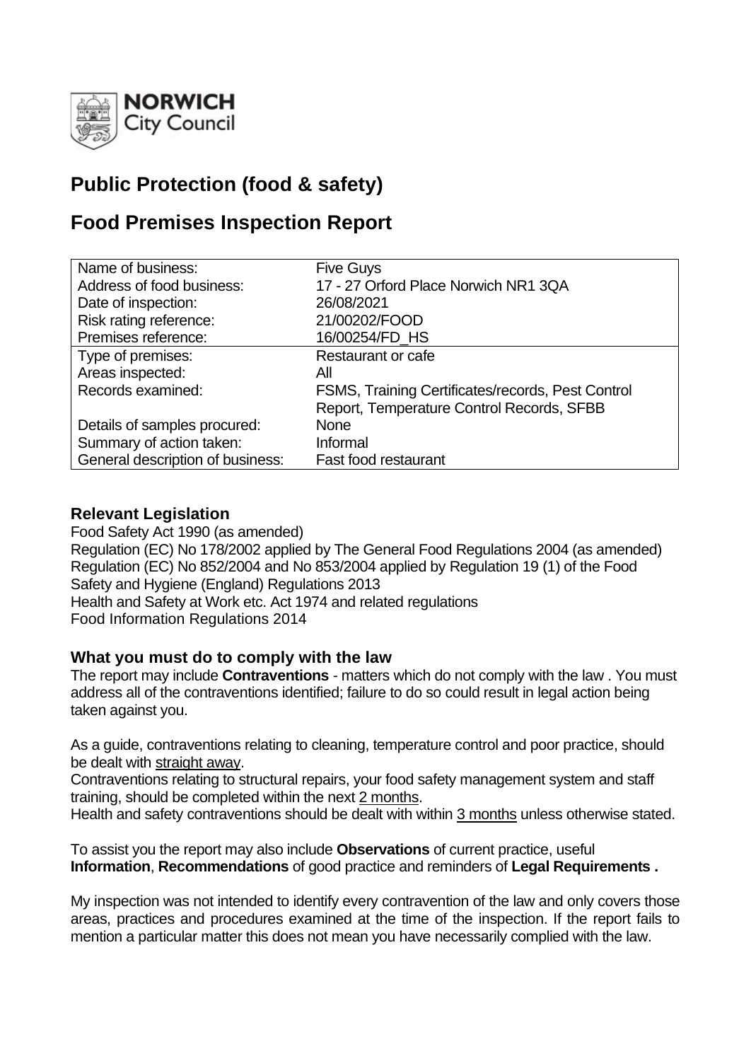**NORWICH** City Council

# Public Protection (food & safety)

# Food Premises Inspection Report

| | |
|---|---|
| Name of business: | Five Guys |
| Address of food business: | 17 - 27 Orford Place Norwich NR1 3QA |
| Date of inspection: | 26/08/2021 |
| Risk rating reference: | 21/00202/FOOD |
| Premises reference: | 16/00254/FD_HS |
| Type of premises: | Restaurant or cafe |
| Areas inspected: | All |
| Records examined: | FSMS, Training Certificates/records, Pest Control Report, Temperature Control Records, SFBB |
| Details of samples procured: | None |
| Summary of action taken: | Informal |
| General description of business: | Fast food restaurant |

### Relevant Legislation

Food Safety Act 1990 (as amended)
Regulation (EC) No 178/2002 applied by The General Food Regulations 2004 (as amended)
Regulation (EC) No 852/2004 and No 853/2004 applied by Regulation 19 (1) of the Food Safety and Hygiene (England) Regulations 2013
Health and Safety at Work etc. Act 1974 and related regulations
Food Information Regulations 2014

### What you must do to comply with the law

The report may include **Contraventions** - matters which do not comply with the law . You must address all of the contraventions identified; failure to do so could result in legal action being taken against you.

As a guide, contraventions relating to cleaning, temperature control and poor practice, should be dealt with straight away.
Contraventions relating to structural repairs, your food safety management system and staff training, should be completed within the next 2 months.
Health and safety contraventions should be dealt with within 3 months unless otherwise stated.

To assist you the report may also include **Observations** of current practice, useful **Information**, **Recommendations** of good practice and reminders of **Legal Requirements .**

My inspection was not intended to identify every contravention of the law and only covers those areas, practices and procedures examined at the time of the inspection. If the report fails to mention a particular matter this does not mean you have necessarily complied with the law.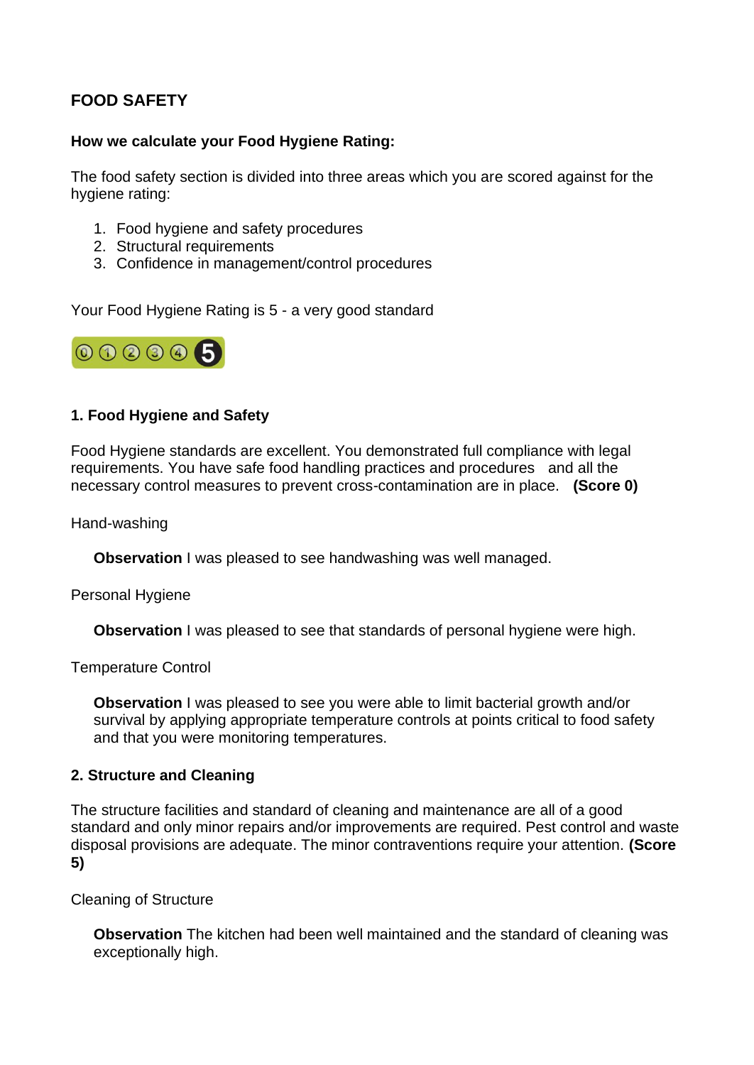## FOOD SAFETY

**How we calculate your Food Hygiene Rating:**

The food safety section is divided into three areas which you are scored against for the hygiene rating:

1. Food hygiene and safety procedures
2. Structural requirements
3. Confidence in management/control procedures

Your Food Hygiene Rating is 5 - a very good standard

### 1. Food Hygiene and Safety

Food Hygiene standards are excellent. You demonstrated full compliance with legal requirements. You have safe food handling practices and procedures and all the necessary control measures to prevent cross-contamination are in place. **(Score 0)**

Hand-washing

**Observation** I was pleased to see handwashing was well managed.

Personal Hygiene

**Observation** I was pleased to see that standards of personal hygiene were high.

Temperature Control

**Observation** I was pleased to see you were able to limit bacterial growth and/or survival by applying appropriate temperature controls at points critical to food safety and that you were monitoring temperatures.

### 2. Structure and Cleaning

The structure facilities and standard of cleaning and maintenance are all of a good standard and only minor repairs and/or improvements are required. Pest control and waste disposal provisions are adequate. The minor contraventions require your attention. **(Score 5)**

Cleaning of Structure

**Observation** The kitchen had been well maintained and the standard of cleaning was exceptionally high.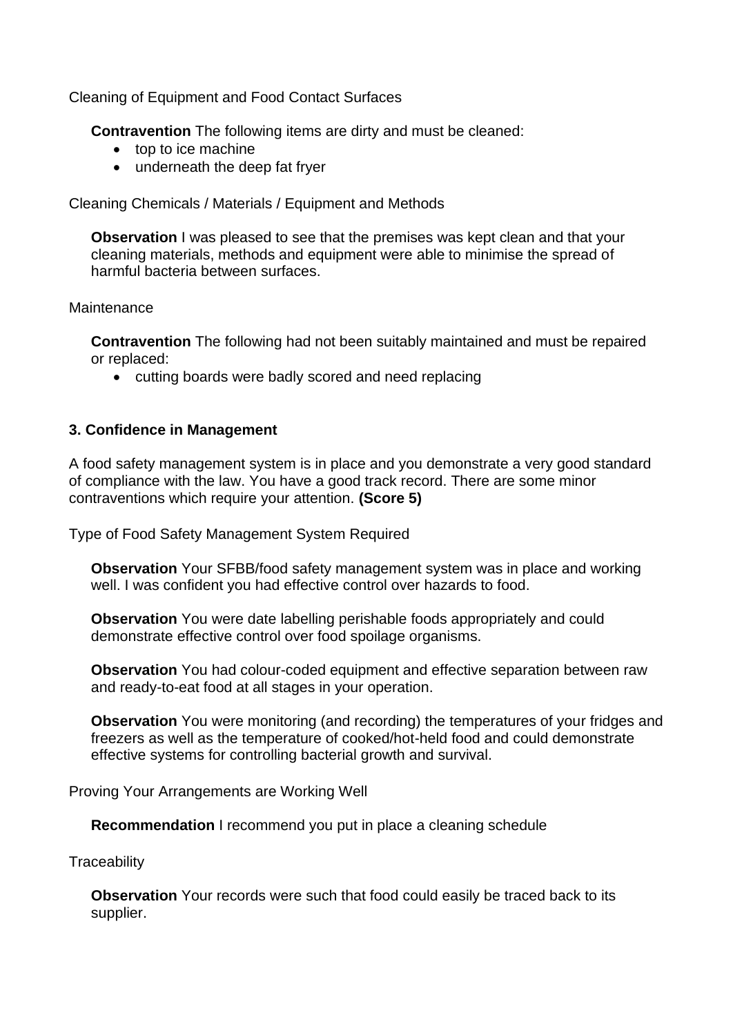Cleaning of Equipment and Food Contact Surfaces

**Contravention** The following items are dirty and must be cleaned:

- top to ice machine
- underneath the deep fat fryer

Cleaning Chemicals / Materials / Equipment and Methods

**Observation** I was pleased to see that the premises was kept clean and that your cleaning materials, methods and equipment were able to minimise the spread of harmful bacteria between surfaces.

Maintenance

**Contravention** The following had not been suitably maintained and must be repaired or replaced:

- cutting boards were badly scored and need replacing

### 3. Confidence in Management

A food safety management system is in place and you demonstrate a very good standard of compliance with the law. You have a good track record. There are some minor contraventions which require your attention. **(Score 5)**

Type of Food Safety Management System Required

**Observation** Your SFBB/food safety management system was in place and working well. I was confident you had effective control over hazards to food.

**Observation** You were date labelling perishable foods appropriately and could demonstrate effective control over food spoilage organisms.

**Observation** You had colour-coded equipment and effective separation between raw and ready-to-eat food at all stages in your operation.

**Observation** You were monitoring (and recording) the temperatures of your fridges and freezers as well as the temperature of cooked/hot-held food and could demonstrate effective systems for controlling bacterial growth and survival.

Proving Your Arrangements are Working Well

**Recommendation** I recommend you put in place a cleaning schedule

Traceability

**Observation** Your records were such that food could easily be traced back to its supplier.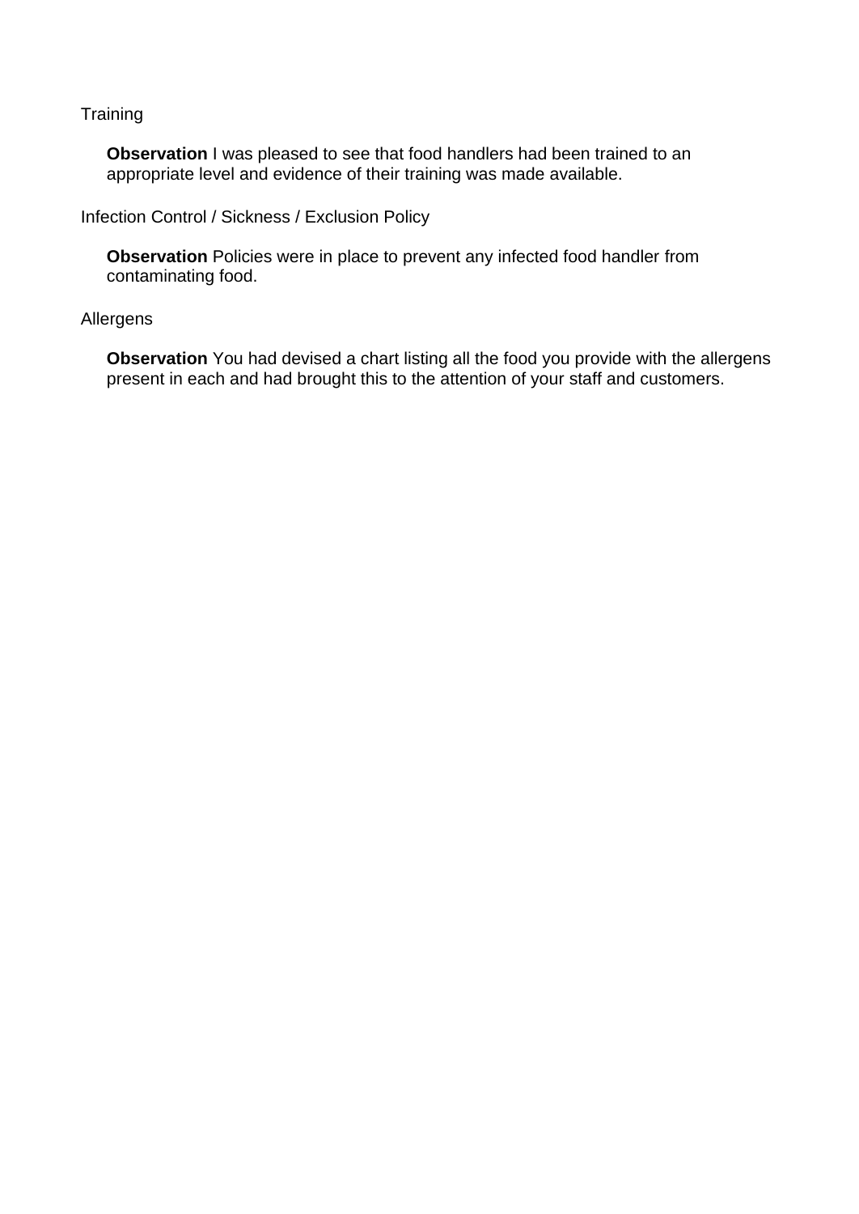Training

**Observation** I was pleased to see that food handlers had been trained to an appropriate level and evidence of their training was made available.

Infection Control / Sickness / Exclusion Policy

**Observation** Policies were in place to prevent any infected food handler from contaminating food.

Allergens

**Observation** You had devised a chart listing all the food you provide with the allergens present in each and had brought this to the attention of your staff and customers.